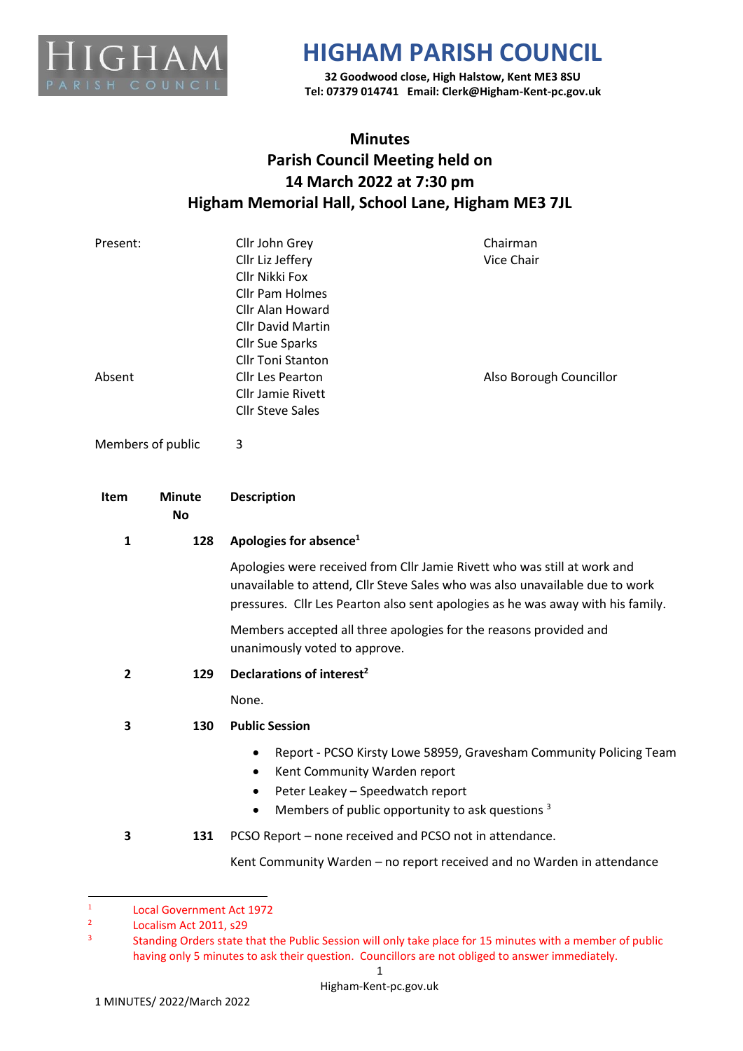# HIGHAM PARISH COUNCIL

**32 Goodwood close, High Halstow, Kent ME3 8SU**
**Tel: 07379 014741 Email: Clerk@Higham-Kent-pc.gov.uk**

## Minutes
## Parish Council Meeting held on
## 14 March 2022 at 7:30 pm
## Higham Memorial Hall, School Lane, Higham ME3 7JL

| | | |
|---|---|---|
| Present: | Cllr John Grey | Chairman |
| | Cllr Liz Jeffery | Vice Chair |
| | Cllr Nikki Fox | |
| | Cllr Pam Holmes | |
| | Cllr Alan Howard | |
| | Cllr David Martin | |
| | Cllr Sue Sparks | |
| | Cllr Toni Stanton | |
| Absent | Cllr Les Pearton | Also Borough Councillor |
| | Cllr Jamie Rivett | |
| | Cllr Steve Sales | |
| Members of public | 3 | |

| Item | Minute No | Description |
|---|---|---|
| 1 | 128 | **Apologies for absence**[1] |
| | | Apologies were received from Cllr Jamie Rivett who was still at work and unavailable to attend, Cllr Steve Sales who was also unavailable due to work pressures. Cllr Les Pearton also sent apologies as he was away with his family. |
| | | Members accepted all three apologies for the reasons provided and unanimously voted to approve. |
| 2 | 129 | **Declarations of interest**[2] |
| | | None. |
| 3 | 130 | **Public Session** |
| | | • Report - PCSO Kirsty Lowe 58959, Gravesham Community Policing Team<br>• Kent Community Warden report<br>• Peter Leakey – Speedwatch report<br>• Members of public opportunity to ask questions [3] |
| 3 | 131 | PCSO Report – none received and PCSO not in attendance. |
| | | Kent Community Warden – no report received and no Warden in attendance |

[1] Local Government Act 1972
[2] Localism Act 2011, s29
[3] Standing Orders state that the Public Session will only take place for 15 minutes with a member of public having only 5 minutes to ask their question. Councillors are not obliged to answer immediately.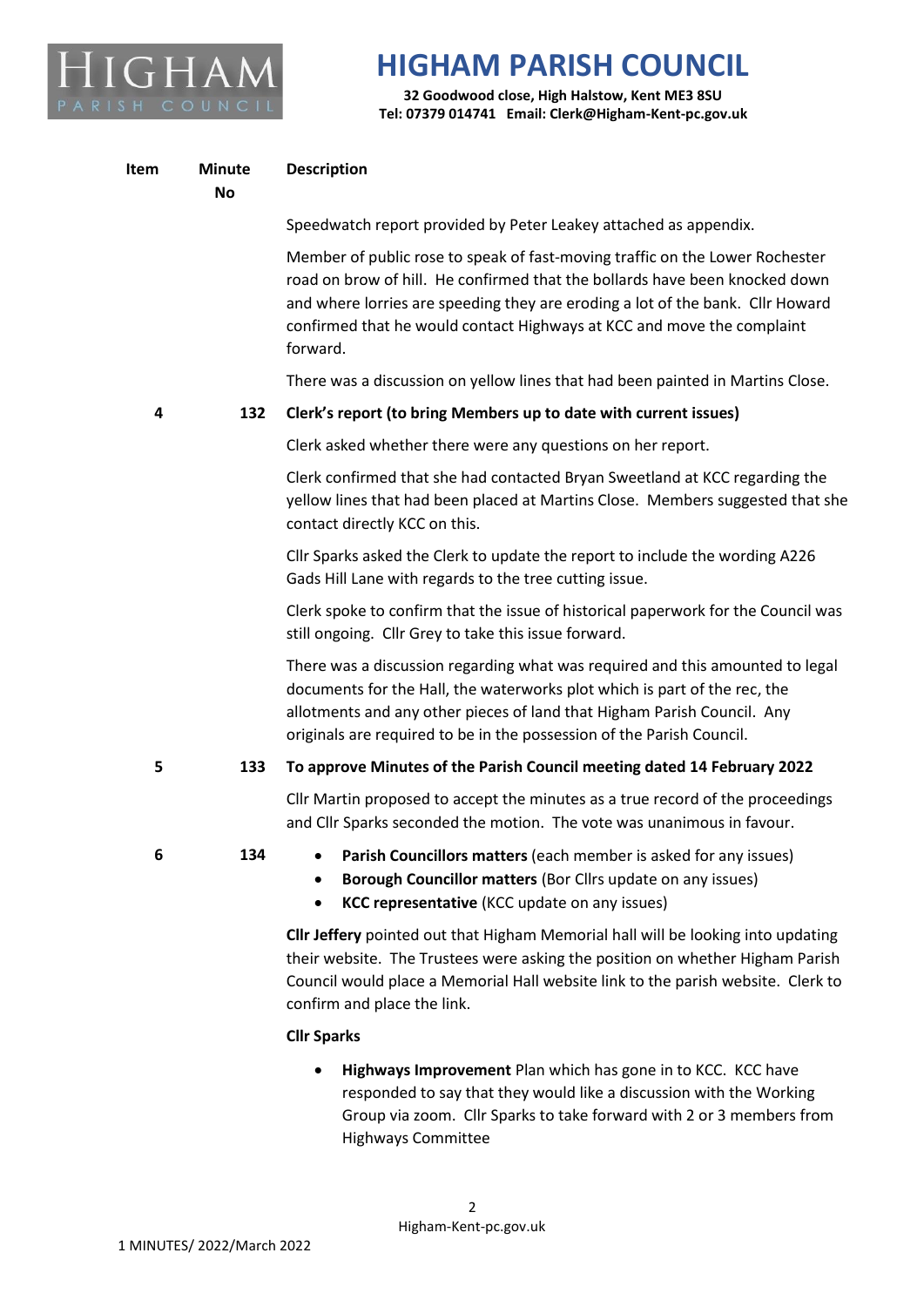| Item | Minute No | Description |
|---|---|---|
| | | Speedwatch report provided by Peter Leakey attached as appendix. |
| | | Member of public rose to speak of fast-moving traffic on the Lower Rochester road on brow of hill. He confirmed that the bollards have been knocked down and where lorries are speeding they are eroding a lot of the bank. Cllr Howard confirmed that he would contact Highways at KCC and move the complaint forward. |
| | | There was a discussion on yellow lines that had been painted in Martins Close. |
| 4 | 132 | **Clerk's report (to bring Members up to date with current issues)** |
| | | Clerk asked whether there were any questions on her report. |
| | | Clerk confirmed that she had contacted Bryan Sweetland at KCC regarding the yellow lines that had been placed at Martins Close. Members suggested that she contact directly KCC on this. |
| | | Cllr Sparks asked the Clerk to update the report to include the wording A226 Gads Hill Lane with regards to the tree cutting issue. |
| | | Clerk spoke to confirm that the issue of historical paperwork for the Council was still ongoing. Cllr Grey to take this issue forward. |
| | | There was a discussion regarding what was required and this amounted to legal documents for the Hall, the waterworks plot which is part of the rec, the allotments and any other pieces of land that Higham Parish Council. Any originals are required to be in the possession of the Parish Council. |
| 5 | 133 | **To approve Minutes of the Parish Council meeting dated 14 February 2022** |
| | | Cllr Martin proposed to accept the minutes as a true record of the proceedings and Cllr Sparks seconded the motion. The vote was unanimous in favour. |
| 6 | 134 | • **Parish Councillors matters** (each member is asked for any issues)<br>• **Borough Councillor matters** (Bor Cllrs update on any issues)<br>• **KCC representative** (KCC update on any issues) |
| | | **Cllr Jeffery** pointed out that Higham Memorial hall will be looking into updating their website. The Trustees were asking the position on whether Higham Parish Council would place a Memorial Hall website link to the parish website. Clerk to confirm and place the link. |
| | | **Cllr Sparks** |
| | | • **Highways Improvement** Plan which has gone in to KCC. KCC have responded to say that they would like a discussion with the Working Group via zoom. Cllr Sparks to take forward with 2 or 3 members from Highways Committee |

1 MINUTES/ 2022/March 2022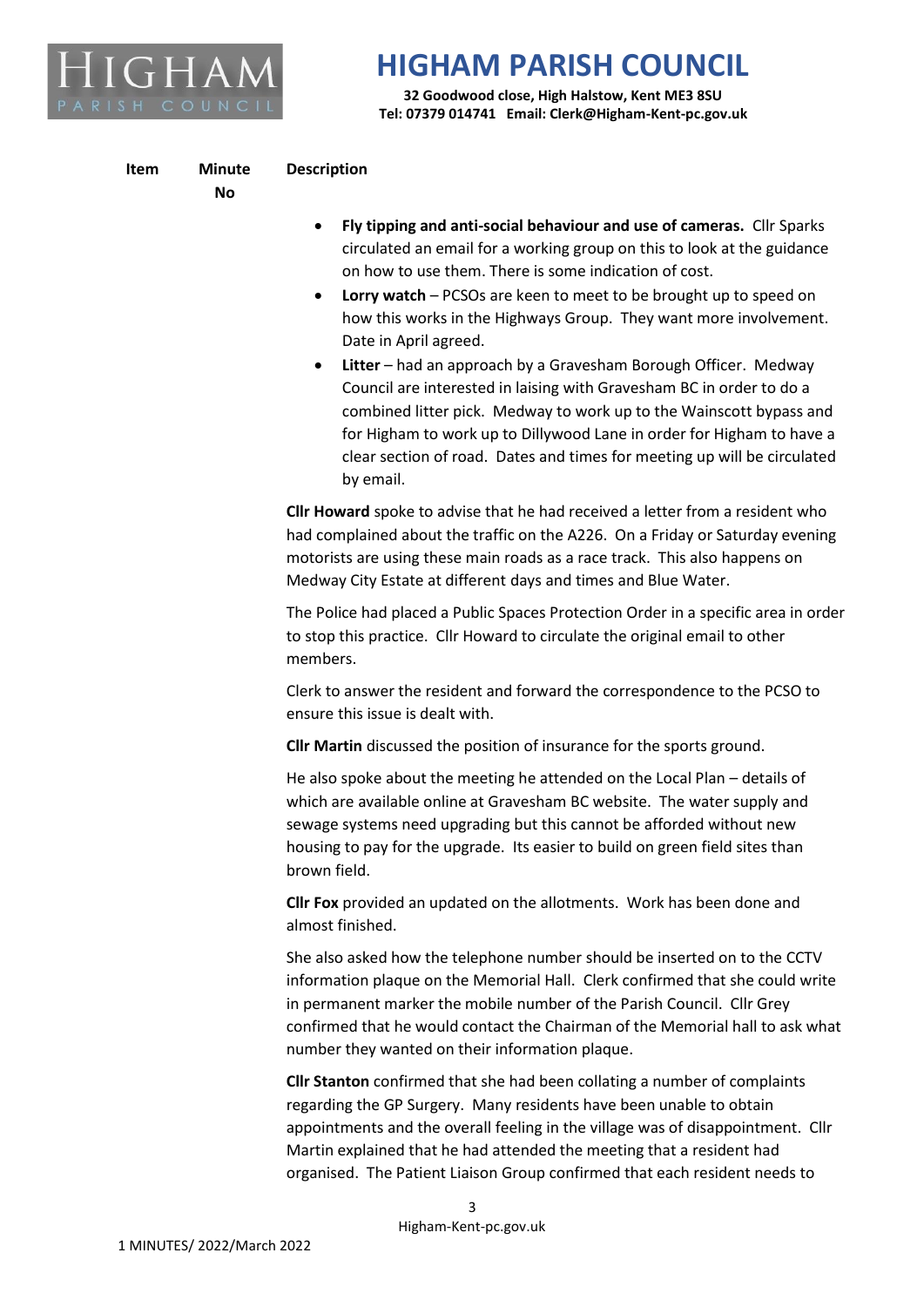| Item | Minute No | Description |
|---|---|---|

- **Fly tipping and anti-social behaviour and use of cameras.** Cllr Sparks circulated an email for a working group on this to look at the guidance on how to use them. There is some indication of cost.
- **Lorry watch** – PCSOs are keen to meet to be brought up to speed on how this works in the Highways Group. They want more involvement. Date in April agreed.
- **Litter** – had an approach by a Gravesham Borough Officer. Medway Council are interested in laising with Gravesham BC in order to do a combined litter pick. Medway to work up to the Wainscott bypass and for Higham to work up to Dillywood Lane in order for Higham to have a clear section of road. Dates and times for meeting up will be circulated by email.

**Cllr Howard** spoke to advise that he had received a letter from a resident who had complained about the traffic on the A226. On a Friday or Saturday evening motorists are using these main roads as a race track. This also happens on Medway City Estate at different days and times and Blue Water.

The Police had placed a Public Spaces Protection Order in a specific area in order to stop this practice. Cllr Howard to circulate the original email to other members.

Clerk to answer the resident and forward the correspondence to the PCSO to ensure this issue is dealt with.

**Cllr Martin** discussed the position of insurance for the sports ground.

He also spoke about the meeting he attended on the Local Plan – details of which are available online at Gravesham BC website. The water supply and sewage systems need upgrading but this cannot be afforded without new housing to pay for the upgrade. Its easier to build on green field sites than brown field.

**Cllr Fox** provided an updated on the allotments. Work has been done and almost finished.

She also asked how the telephone number should be inserted on to the CCTV information plaque on the Memorial Hall. Clerk confirmed that she could write in permanent marker the mobile number of the Parish Council. Cllr Grey confirmed that he would contact the Chairman of the Memorial hall to ask what number they wanted on their information plaque.

**Cllr Stanton** confirmed that she had been collating a number of complaints regarding the GP Surgery. Many residents have been unable to obtain appointments and the overall feeling in the village was of disappointment. Cllr Martin explained that he had attended the meeting that a resident had organised. The Patient Liaison Group confirmed that each resident needs to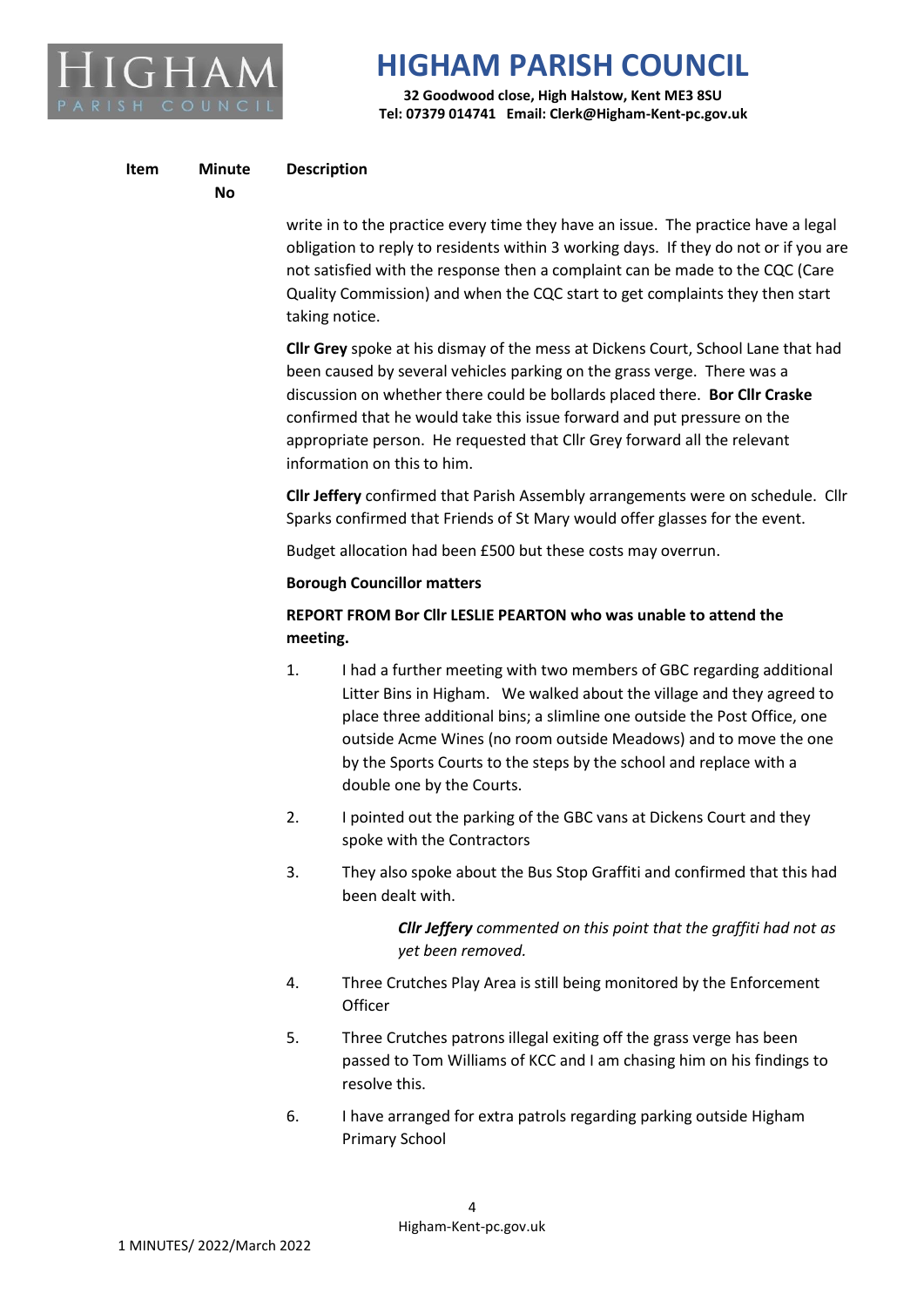| Item | Minute No | Description |
|---|---|---|

write in to the practice every time they have an issue. The practice have a legal obligation to reply to residents within 3 working days. If they do not or if you are not satisfied with the response then a complaint can be made to the CQC (Care Quality Commission) and when the CQC start to get complaints they then start taking notice.

**Cllr Grey** spoke at his dismay of the mess at Dickens Court, School Lane that had been caused by several vehicles parking on the grass verge. There was a discussion on whether there could be bollards placed there. **Bor Cllr Craske** confirmed that he would take this issue forward and put pressure on the appropriate person. He requested that Cllr Grey forward all the relevant information on this to him.

**Cllr Jeffery** confirmed that Parish Assembly arrangements were on schedule. Cllr Sparks confirmed that Friends of St Mary would offer glasses for the event.

Budget allocation had been £500 but these costs may overrun.

**Borough Councillor matters**

**REPORT FROM Bor Cllr LESLIE PEARTON who was unable to attend the meeting.**

1. I had a further meeting with two members of GBC regarding additional Litter Bins in Higham. We walked about the village and they agreed to place three additional bins; a slimline one outside the Post Office, one outside Acme Wines (no room outside Meadows) and to move the one by the Sports Courts to the steps by the school and replace with a double one by the Courts.

2. I pointed out the parking of the GBC vans at Dickens Court and they spoke with the Contractors

3. They also spoke about the Bus Stop Graffiti and confirmed that this had been dealt with.

   ***Cllr Jeffery*** *commented on this point that the graffiti had not as yet been removed.*

4. Three Crutches Play Area is still being monitored by the Enforcement Officer

5. Three Crutches patrons illegal exiting off the grass verge has been passed to Tom Williams of KCC and I am chasing him on his findings to resolve this.

6. I have arranged for extra patrols regarding parking outside Higham Primary School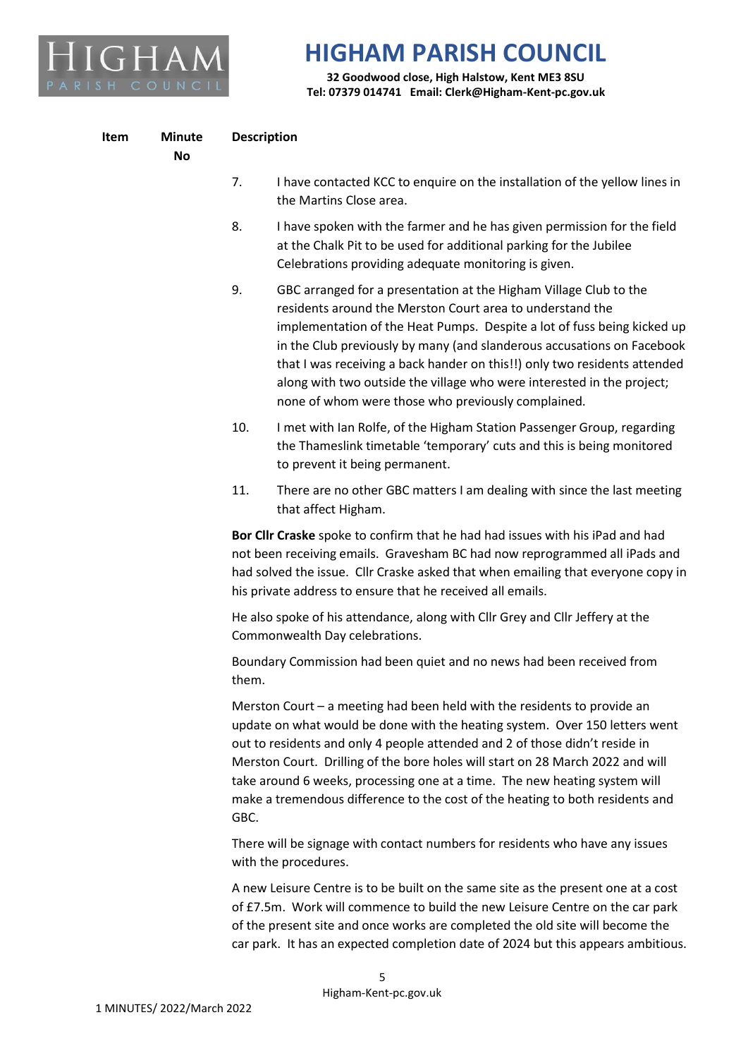| Item | Minute No | Description |
|---|---|---|

7. I have contacted KCC to enquire on the installation of the yellow lines in the Martins Close area.

8. I have spoken with the farmer and he has given permission for the field at the Chalk Pit to be used for additional parking for the Jubilee Celebrations providing adequate monitoring is given.

9. GBC arranged for a presentation at the Higham Village Club to the residents around the Merston Court area to understand the implementation of the Heat Pumps. Despite a lot of fuss being kicked up in the Club previously by many (and slanderous accusations on Facebook that I was receiving a back hander on this!!) only two residents attended along with two outside the village who were interested in the project; none of whom were those who previously complained.

10. I met with Ian Rolfe, of the Higham Station Passenger Group, regarding the Thameslink timetable 'temporary' cuts and this is being monitored to prevent it being permanent.

11. There are no other GBC matters I am dealing with since the last meeting that affect Higham.

**Bor Cllr Craske** spoke to confirm that he had had issues with his iPad and had not been receiving emails. Gravesham BC had now reprogrammed all iPads and had solved the issue. Cllr Craske asked that when emailing that everyone copy in his private address to ensure that he received all emails.

He also spoke of his attendance, along with Cllr Grey and Cllr Jeffery at the Commonwealth Day celebrations.

Boundary Commission had been quiet and no news had been received from them.

Merston Court – a meeting had been held with the residents to provide an update on what would be done with the heating system. Over 150 letters went out to residents and only 4 people attended and 2 of those didn't reside in Merston Court. Drilling of the bore holes will start on 28 March 2022 and will take around 6 weeks, processing one at a time. The new heating system will make a tremendous difference to the cost of the heating to both residents and GBC.

There will be signage with contact numbers for residents who have any issues with the procedures.

A new Leisure Centre is to be built on the same site as the present one at a cost of £7.5m. Work will commence to build the new Leisure Centre on the car park of the present site and once works are completed the old site will become the car park. It has an expected completion date of 2024 but this appears ambitious.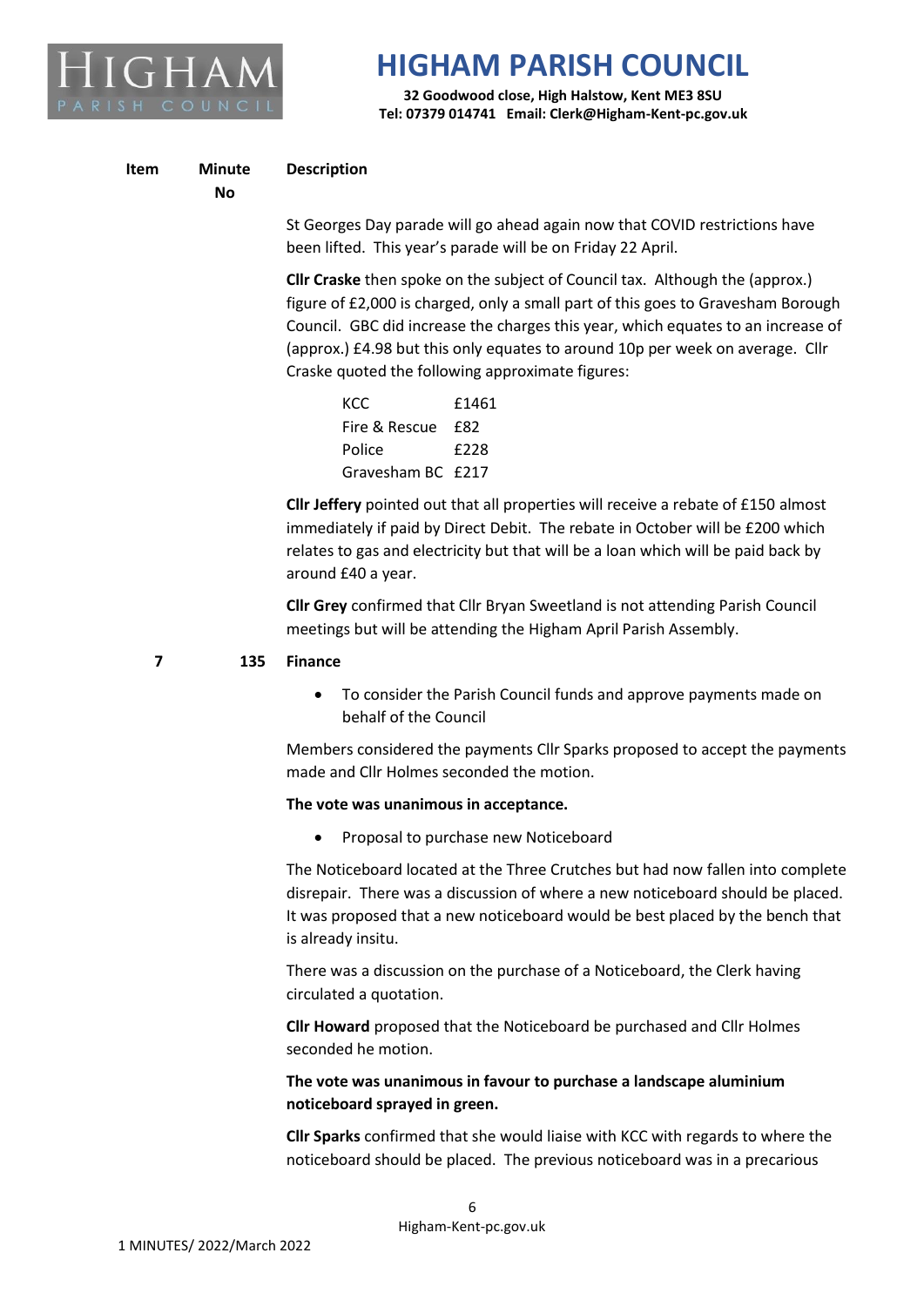| Item | Minute No | Description |
|---|---|---|

St Georges Day parade will go ahead again now that COVID restrictions have been lifted. This year's parade will be on Friday 22 April.

**Cllr Craske** then spoke on the subject of Council tax. Although the (approx.) figure of £2,000 is charged, only a small part of this goes to Gravesham Borough Council. GBC did increase the charges this year, which equates to an increase of (approx.) £4.98 but this only equates to around 10p per week on average. Cllr Craske quoted the following approximate figures:

| | |
|---|---|
| KCC | £1461 |
| Fire & Rescue | £82 |
| Police | £228 |
| Gravesham BC | £217 |

**Cllr Jeffery** pointed out that all properties will receive a rebate of £150 almost immediately if paid by Direct Debit. The rebate in October will be £200 which relates to gas and electricity but that will be a loan which will be paid back by around £40 a year.

**Cllr Grey** confirmed that Cllr Bryan Sweetland is not attending Parish Council meetings but will be attending the Higham April Parish Assembly.

**7 | 135 | Finance**

- To consider the Parish Council funds and approve payments made on behalf of the Council

Members considered the payments Cllr Sparks proposed to accept the payments made and Cllr Holmes seconded the motion.

**The vote was unanimous in acceptance.**

- Proposal to purchase new Noticeboard

The Noticeboard located at the Three Crutches but had now fallen into complete disrepair. There was a discussion of where a new noticeboard should be placed. It was proposed that a new noticeboard would be best placed by the bench that is already insitu.

There was a discussion on the purchase of a Noticeboard, the Clerk having circulated a quotation.

**Cllr Howard** proposed that the Noticeboard be purchased and Cllr Holmes seconded he motion.

**The vote was unanimous in favour to purchase a landscape aluminium noticeboard sprayed in green.**

**Cllr Sparks** confirmed that she would liaise with KCC with regards to where the noticeboard should be placed. The previous noticeboard was in a precarious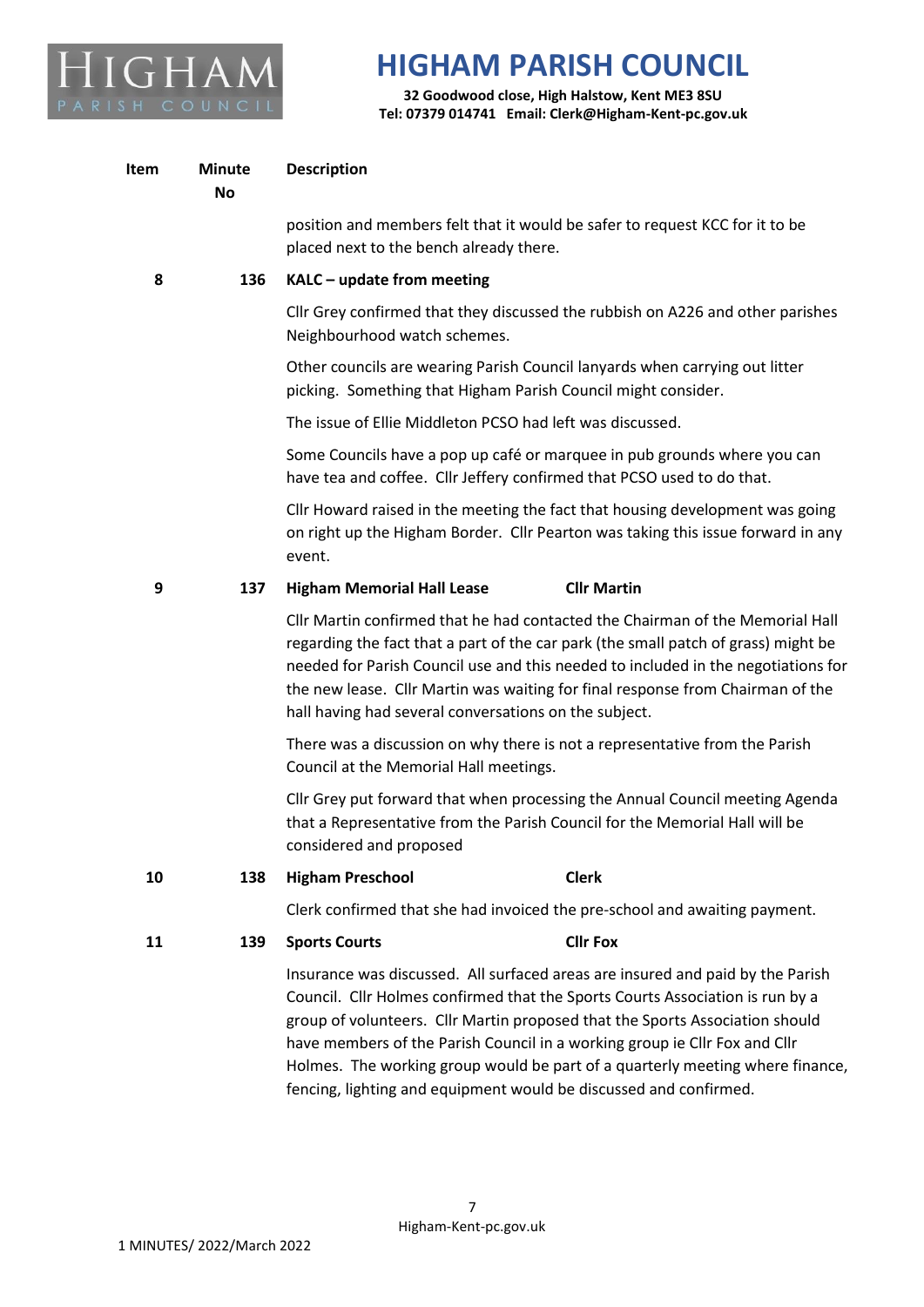| Item | Minute No | Description |
|---|---|---|
| | | position and members felt that it would be safer to request KCC for it to be placed next to the bench already there. |
| 8 | 136 | **KALC – update from meeting** |
| | | Cllr Grey confirmed that they discussed the rubbish on A226 and other parishes Neighbourhood watch schemes. |
| | | Other councils are wearing Parish Council lanyards when carrying out litter picking. Something that Higham Parish Council might consider. |
| | | The issue of Ellie Middleton PCSO had left was discussed. |
| | | Some Councils have a pop up café or marquee in pub grounds where you can have tea and coffee. Cllr Jeffery confirmed that PCSO used to do that. |
| | | Cllr Howard raised in the meeting the fact that housing development was going on right up the Higham Border. Cllr Pearton was taking this issue forward in any event. |
| 9 | 137 | **Higham Memorial Hall Lease** **Cllr Martin** |
| | | Cllr Martin confirmed that he had contacted the Chairman of the Memorial Hall regarding the fact that a part of the car park (the small patch of grass) might be needed for Parish Council use and this needed to included in the negotiations for the new lease. Cllr Martin was waiting for final response from Chairman of the hall having had several conversations on the subject. |
| | | There was a discussion on why there is not a representative from the Parish Council at the Memorial Hall meetings. |
| | | Cllr Grey put forward that when processing the Annual Council meeting Agenda that a Representative from the Parish Council for the Memorial Hall will be considered and proposed |
| 10 | 138 | **Higham Preschool** **Clerk** |
| | | Clerk confirmed that she had invoiced the pre-school and awaiting payment. |
| 11 | 139 | **Sports Courts** **Cllr Fox** |
| | | Insurance was discussed. All surfaced areas are insured and paid by the Parish Council. Cllr Holmes confirmed that the Sports Courts Association is run by a group of volunteers. Cllr Martin proposed that the Sports Association should have members of the Parish Council in a working group ie Cllr Fox and Cllr Holmes. The working group would be part of a quarterly meeting where finance, fencing, lighting and equipment would be discussed and confirmed. |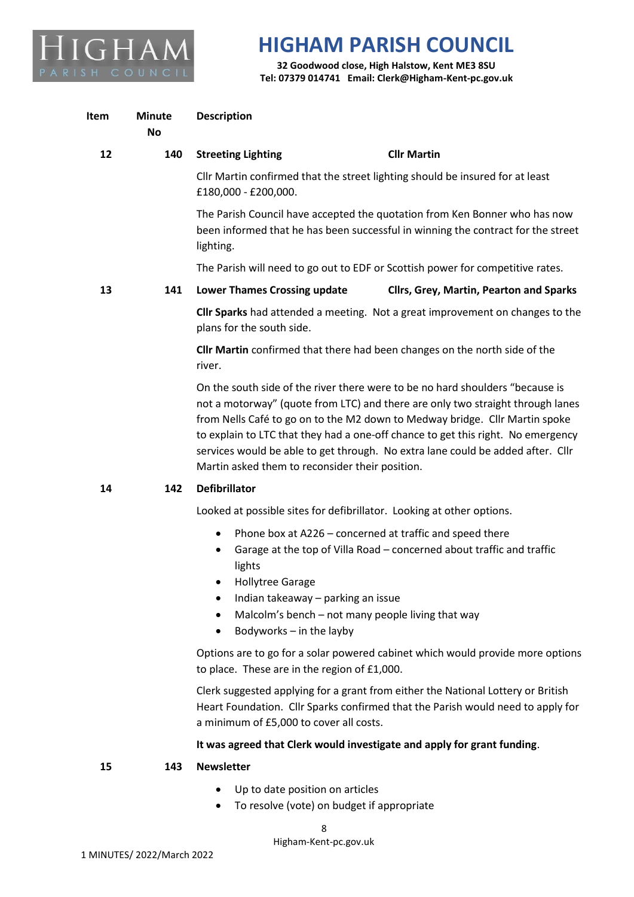| Item | Minute No | Description |
|---|---|---|
| 12 | 140 | **Streeting Lighting** **Cllr Martin** |

Cllr Martin confirmed that the street lighting should be insured for at least £180,000 - £200,000.

The Parish Council have accepted the quotation from Ken Bonner who has now been informed that he has been successful in winning the contract for the street lighting.

The Parish will need to go out to EDF or Scottish power for competitive rates.

| Item | Minute No | Description |
|---|---|---|
| 13 | 141 | **Lower Thames Crossing update** **Cllrs, Grey, Martin, Pearton and Sparks** |

**Cllr Sparks** had attended a meeting. Not a great improvement on changes to the plans for the south side.

**Cllr Martin** confirmed that there had been changes on the north side of the river.

On the south side of the river there were to be no hard shoulders "because is not a motorway" (quote from LTC) and there are only two straight through lanes from Nells Café to go on to the M2 down to Medway bridge. Cllr Martin spoke to explain to LTC that they had a one-off chance to get this right. No emergency services would be able to get through. No extra lane could be added after. Cllr Martin asked them to reconsider their position.

| Item | Minute No | Description |
|---|---|---|
| 14 | 142 | **Defibrillator** |

Looked at possible sites for defibrillator. Looking at other options.

- Phone box at A226 – concerned at traffic and speed there
- Garage at the top of Villa Road – concerned about traffic and traffic lights
- Hollytree Garage
- Indian takeaway – parking an issue
- Malcolm's bench – not many people living that way
- Bodyworks – in the layby

Options are to go for a solar powered cabinet which would provide more options to place. These are in the region of £1,000.

Clerk suggested applying for a grant from either the National Lottery or British Heart Foundation. Cllr Sparks confirmed that the Parish would need to apply for a minimum of £5,000 to cover all costs.

**It was agreed that Clerk would investigate and apply for grant funding**.

| Item | Minute No | Description |
|---|---|---|
| 15 | 143 | **Newsletter** |

- Up to date position on articles
- To resolve (vote) on budget if appropriate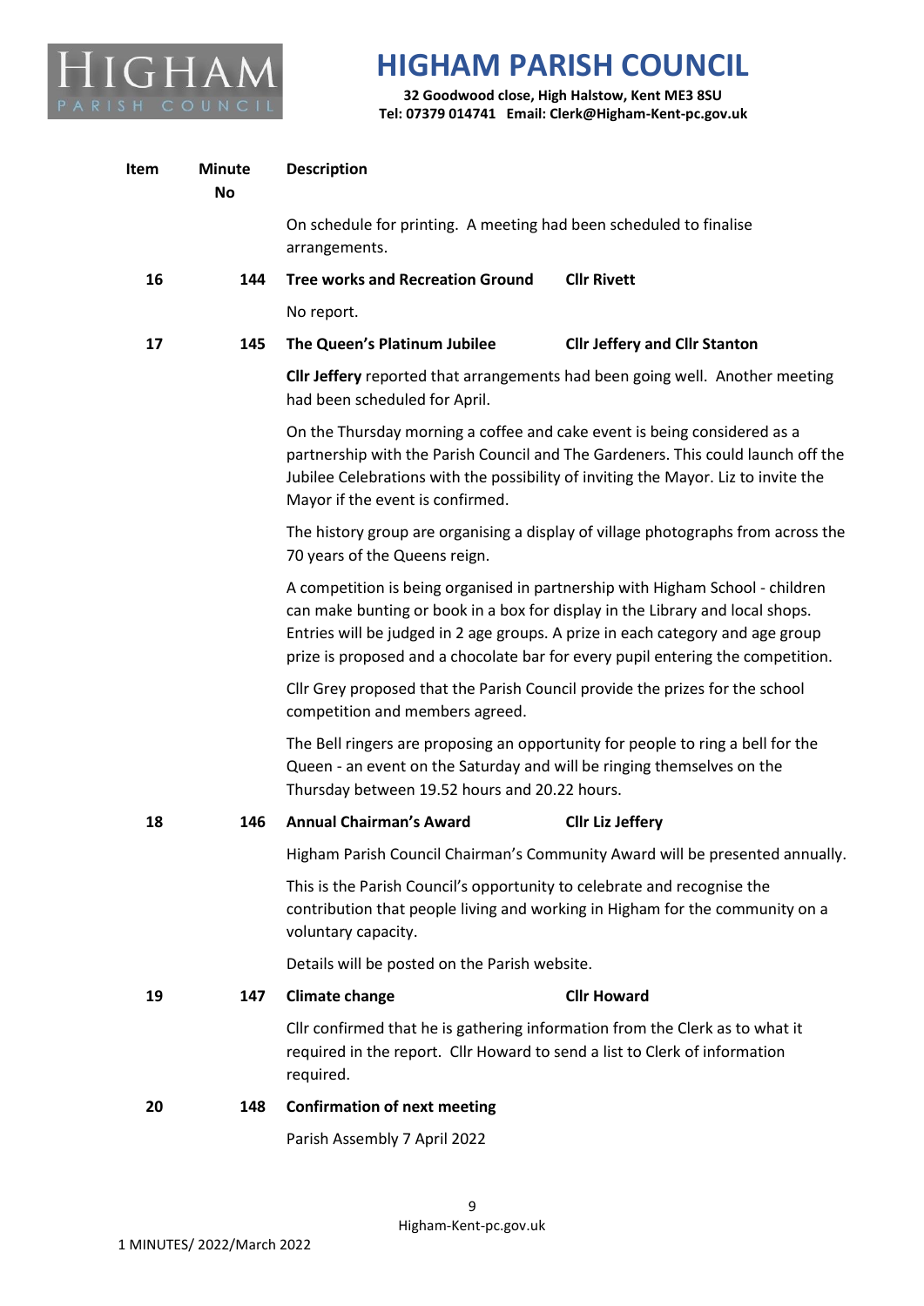| Item | Minute No | Description | |
|---|---|---|---|
| | | On schedule for printing. A meeting had been scheduled to finalise arrangements. | |
| 16 | 144 | **Tree works and Recreation Ground** | **Cllr Rivett** |
| | | No report. | |
| 17 | 145 | **The Queen's Platinum Jubilee** | **Cllr Jeffery and Cllr Stanton** |
| | | **Cllr Jeffery** reported that arrangements had been going well. Another meeting had been scheduled for April. | |
| | | On the Thursday morning a coffee and cake event is being considered as a partnership with the Parish Council and The Gardeners. This could launch off the Jubilee Celebrations with the possibility of inviting the Mayor. Liz to invite the Mayor if the event is confirmed. | |
| | | The history group are organising a display of village photographs from across the 70 years of the Queens reign. | |
| | | A competition is being organised in partnership with Higham School - children can make bunting or book in a box for display in the Library and local shops. Entries will be judged in 2 age groups. A prize in each category and age group prize is proposed and a chocolate bar for every pupil entering the competition. | |
| | | Cllr Grey proposed that the Parish Council provide the prizes for the school competition and members agreed. | |
| | | The Bell ringers are proposing an opportunity for people to ring a bell for the Queen - an event on the Saturday and will be ringing themselves on the Thursday between 19.52 hours and 20.22 hours. | |
| 18 | 146 | **Annual Chairman's Award** | **Cllr Liz Jeffery** |
| | | Higham Parish Council Chairman's Community Award will be presented annually. | |
| | | This is the Parish Council's opportunity to celebrate and recognise the contribution that people living and working in Higham for the community on a voluntary capacity. | |
| | | Details will be posted on the Parish website. | |
| 19 | 147 | **Climate change** | **Cllr Howard** |
| | | Cllr confirmed that he is gathering information from the Clerk as to what it required in the report. Cllr Howard to send a list to Clerk of information required. | |
| 20 | 148 | **Confirmation of next meeting** | |
| | | Parish Assembly 7 April 2022 | |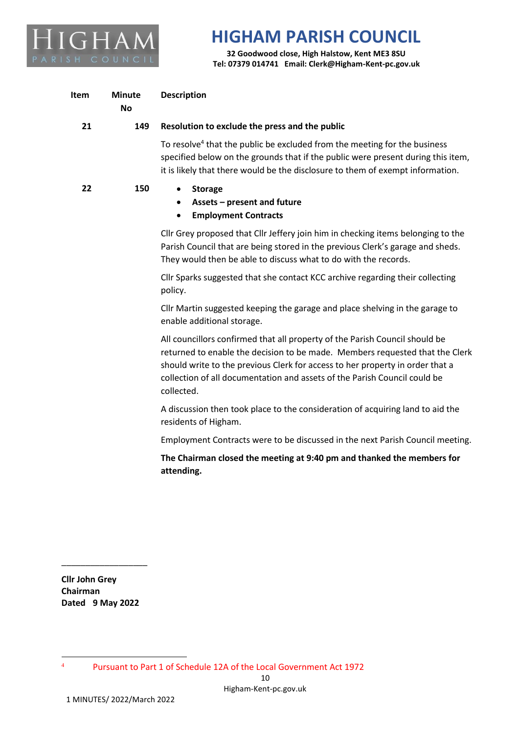# HIGHAM PARISH COUNCIL

**32 Goodwood close, High Halstow, Kent ME3 8SU**
**Tel: 07379 014741 Email: Clerk@Higham-Kent-pc.gov.uk**

| Item | Minute No | Description |
|---|---|---|
| 21 | 149 | **Resolution to exclude the press and the public** |
| | | To resolve[4] that the public be excluded from the meeting for the business specified below on the grounds that if the public were present during this item, it is likely that there would be the disclosure to them of exempt information. |
| 22 | 150 | • **Storage** <br> • **Assets – present and future** <br> • **Employment Contracts** |
| | | Cllr Grey proposed that Cllr Jeffery join him in checking items belonging to the Parish Council that are being stored in the previous Clerk's garage and sheds. They would then be able to discuss what to do with the records. |
| | | Cllr Sparks suggested that she contact KCC archive regarding their collecting policy. |
| | | Cllr Martin suggested keeping the garage and place shelving in the garage to enable additional storage. |
| | | All councillors confirmed that all property of the Parish Council should be returned to enable the decision to be made. Members requested that the Clerk should write to the previous Clerk for access to her property in order that a collection of all documentation and assets of the Parish Council could be collected. |
| | | A discussion then took place to the consideration of acquiring land to aid the residents of Higham. |
| | | Employment Contracts were to be discussed in the next Parish Council meeting. |
| | | **The Chairman closed the meeting at 9:40 pm and thanked the members for attending.** |

___________________

**Cllr John Grey**
**Chairman**
**Dated 9 May 2022**

[4] Pursuant to Part 1 of Schedule 12A of the Local Government Act 1972